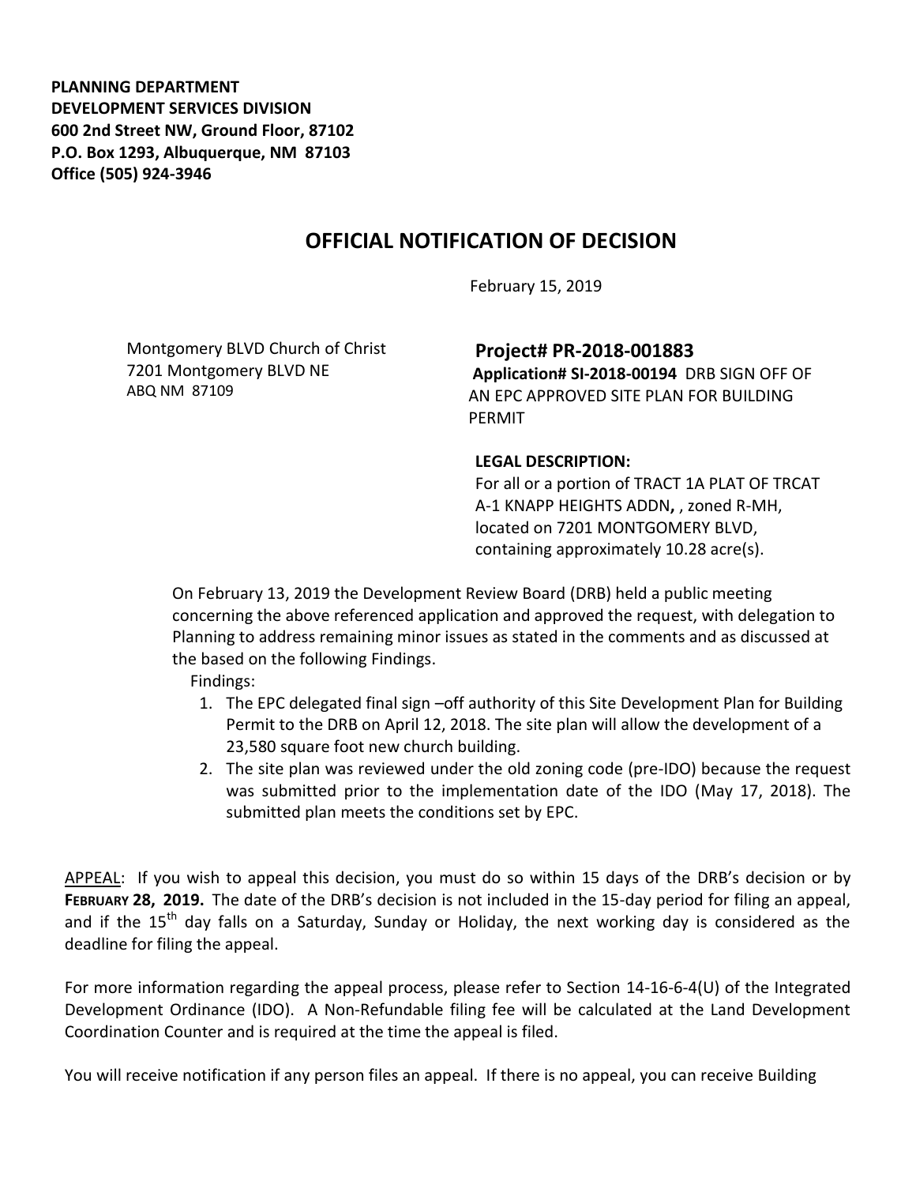**PLANNING DEPARTMENT**
**DEVELOPMENT SERVICES DIVISION**
**600 2nd Street NW, Ground Floor, 87102**
**P.O. Box 1293, Albuquerque, NM 87103**
**Office (505) 924-3946**

# OFFICIAL NOTIFICATION OF DECISION

February 15, 2019

Montgomery BLVD Church of Christ
7201 Montgomery BLVD NE
ABQ NM 87109

**Project# PR-2018-001883**
**Application# SI-2018-00194** DRB SIGN OFF OF AN EPC APPROVED SITE PLAN FOR BUILDING PERMIT

**LEGAL DESCRIPTION:**
For all or a portion of TRACT 1A PLAT OF TRCAT A-1 KNAPP HEIGHTS ADDN**,** , zoned R-MH, located on 7201 MONTGOMERY BLVD, containing approximately 10.28 acre(s).

On February 13, 2019 the Development Review Board (DRB) held a public meeting concerning the above referenced application and approved the request, with delegation to Planning to address remaining minor issues as stated in the comments and as discussed at the based on the following Findings.

Findings:

1. The EPC delegated final sign –off authority of this Site Development Plan for Building Permit to the DRB on April 12, 2018. The site plan will allow the development of a 23,580 square foot new church building.
2. The site plan was reviewed under the old zoning code (pre-IDO) because the request was submitted prior to the implementation date of the IDO (May 17, 2018). The submitted plan meets the conditions set by EPC.

APPEAL: If you wish to appeal this decision, you must do so within 15 days of the DRB's decision or by **FEBRUARY 28, 2019.** The date of the DRB's decision is not included in the 15-day period for filing an appeal, and if the 15th day falls on a Saturday, Sunday or Holiday, the next working day is considered as the deadline for filing the appeal.

For more information regarding the appeal process, please refer to Section 14-16-6-4(U) of the Integrated Development Ordinance (IDO). A Non-Refundable filing fee will be calculated at the Land Development Coordination Counter and is required at the time the appeal is filed.

You will receive notification if any person files an appeal. If there is no appeal, you can receive Building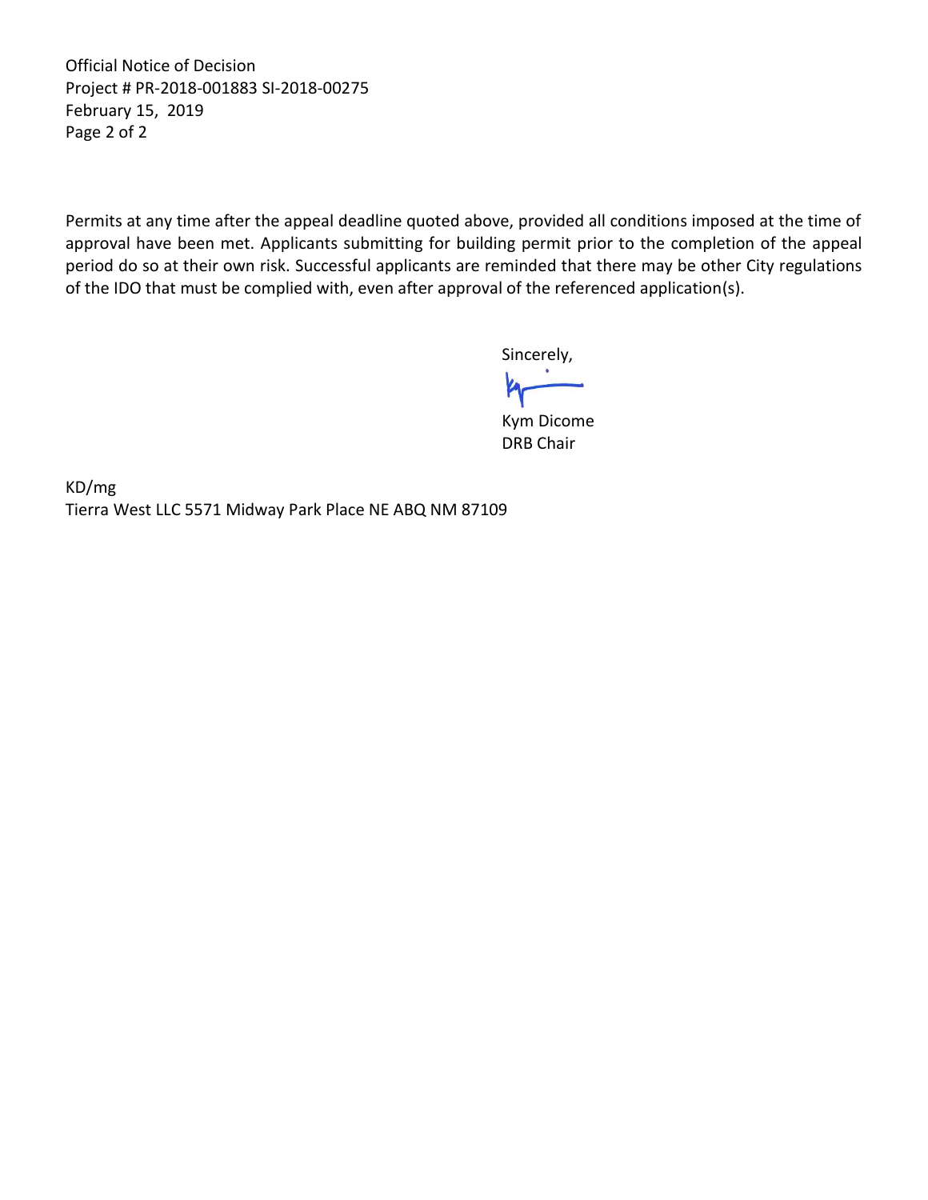Permits at any time after the appeal deadline quoted above, provided all conditions imposed at the time of approval have been met. Applicants submitting for building permit prior to the completion of the appeal period do so at their own risk. Successful applicants are reminded that there may be other City regulations of the IDO that must be complied with, even after approval of the referenced application(s).

Sincerely,

Kym Dicome
DRB Chair

KD/mg
Tierra West LLC 5571 Midway Park Place NE ABQ NM 87109